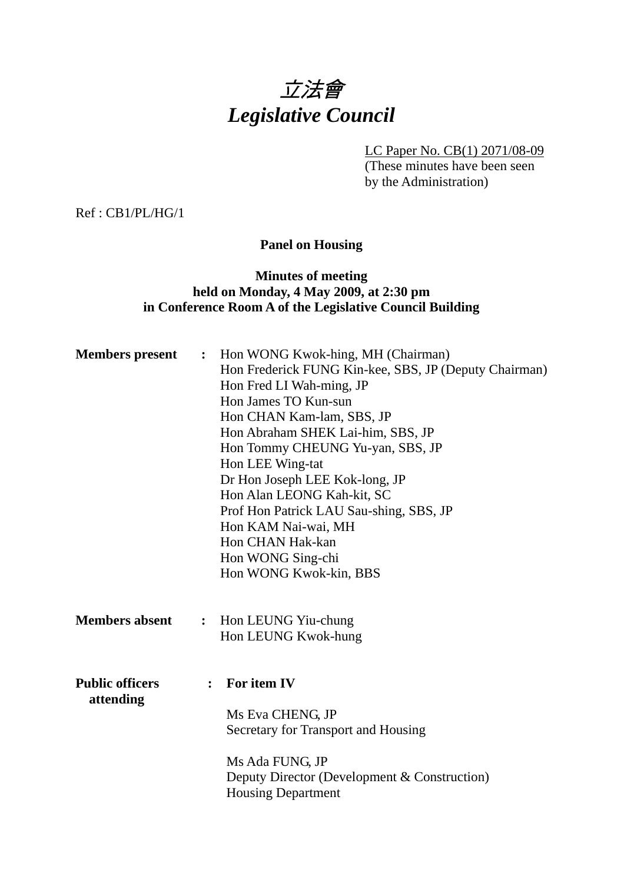# 立法會
# *Legislative Council*

LC Paper No. CB(1) 2071/08-09
(These minutes have been seen by the Administration)

Ref : CB1/PL/HG/1

**Panel on Housing**

**Minutes of meeting**
**held on Monday, 4 May 2009, at 2:30 pm**
**in Conference Room A of the Legislative Council Building**

**Members present** :
Hon WONG Kwok-hing, MH (Chairman)
Hon Frederick FUNG Kin-kee, SBS, JP (Deputy Chairman)
Hon Fred LI Wah-ming, JP
Hon James TO Kun-sun
Hon CHAN Kam-lam, SBS, JP
Hon Abraham SHEK Lai-him, SBS, JP
Hon Tommy CHEUNG Yu-yan, SBS, JP
Hon LEE Wing-tat
Dr Hon Joseph LEE Kok-long, JP
Hon Alan LEONG Kah-kit, SC
Prof Hon Patrick LAU Sau-shing, SBS, JP
Hon KAM Nai-wai, MH
Hon CHAN Hak-kan
Hon WONG Sing-chi
Hon WONG Kwok-kin, BBS

**Members absent** :
Hon LEUNG Yiu-chung
Hon LEUNG Kwok-hung

**Public officers attending** :
**For item IV**

Ms Eva CHENG, JP
Secretary for Transport and Housing

Ms Ada FUNG, JP
Deputy Director (Development & Construction)
Housing Department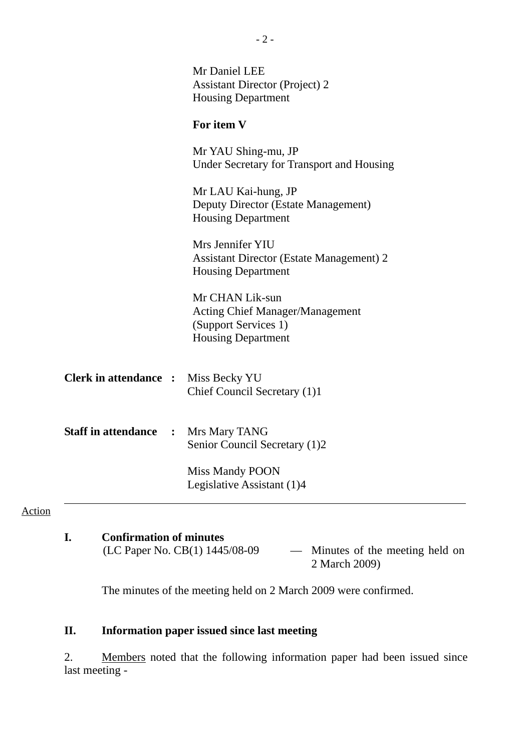Mr Daniel LEE
Assistant Director (Project) 2
Housing Department

**For item V**

Mr YAU Shing-mu, JP
Under Secretary for Transport and Housing

Mr LAU Kai-hung, JP
Deputy Director (Estate Management)
Housing Department

Mrs Jennifer YIU
Assistant Director (Estate Management) 2
Housing Department

Mr CHAN Lik-sun
Acting Chief Manager/Management
(Support Services 1)
Housing Department

**Clerk in attendance :** Miss Becky YU
Chief Council Secretary (1)1

**Staff in attendance :** Mrs Mary TANG
Senior Council Secretary (1)2

Miss Mandy POON
Legislative Assistant (1)4

---

Action

**I. Confirmation of minutes**

(LC Paper No. CB(1) 1445/08-09 — Minutes of the meeting held on 2 March 2009)

The minutes of the meeting held on 2 March 2009 were confirmed.

**II. Information paper issued since last meeting**

2. Members noted that the following information paper had been issued since last meeting -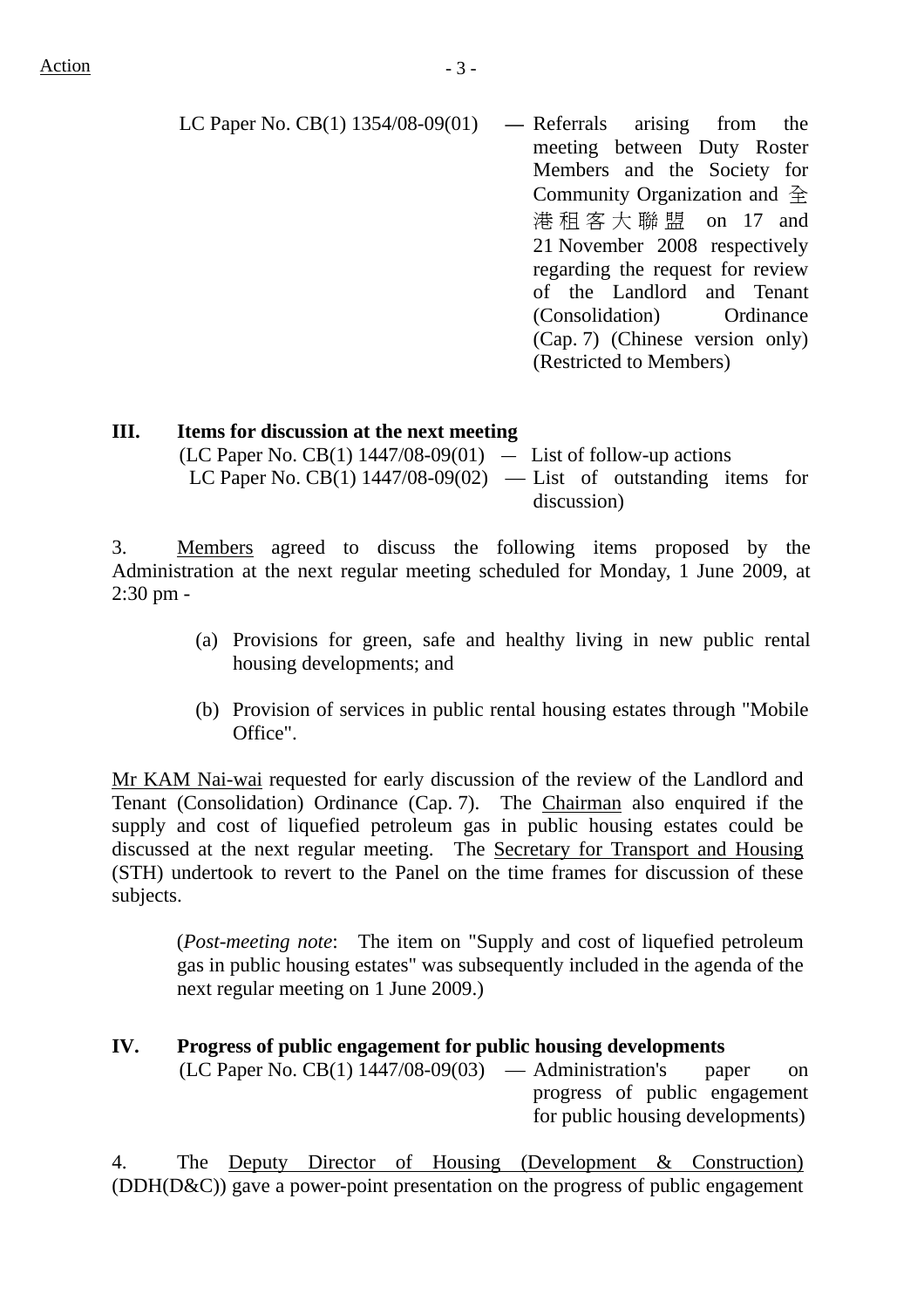Action

LC Paper No. CB(1) 1354/08-09(01) — Referrals arising from the meeting between Duty Roster Members and the Society for Community Organization and 全港租客大聯盟 on 17 and 21 November 2008 respectively regarding the request for review of the Landlord and Tenant (Consolidation) Ordinance (Cap. 7) (Chinese version only) (Restricted to Members)

## III. Items for discussion at the next meeting

(LC Paper No. CB(1) 1447/08-09(01) — List of follow-up actions
LC Paper No. CB(1) 1447/08-09(02) — List of outstanding items for discussion)

3. Members agreed to discuss the following items proposed by the Administration at the next regular meeting scheduled for Monday, 1 June 2009, at 2:30 pm -

(a) Provisions for green, safe and healthy living in new public rental housing developments; and

(b) Provision of services in public rental housing estates through "Mobile Office".

Mr KAM Nai-wai requested for early discussion of the review of the Landlord and Tenant (Consolidation) Ordinance (Cap. 7). The Chairman also enquired if the supply and cost of liquefied petroleum gas in public housing estates could be discussed at the next regular meeting. The Secretary for Transport and Housing (STH) undertook to revert to the Panel on the time frames for discussion of these subjects.

(*Post-meeting note*: The item on "Supply and cost of liquefied petroleum gas in public housing estates" was subsequently included in the agenda of the next regular meeting on 1 June 2009.)

## IV. Progress of public engagement for public housing developments

(LC Paper No. CB(1) 1447/08-09(03) — Administration's paper on progress of public engagement for public housing developments)

4. The Deputy Director of Housing (Development & Construction) (DDH(D&C)) gave a power-point presentation on the progress of public engagement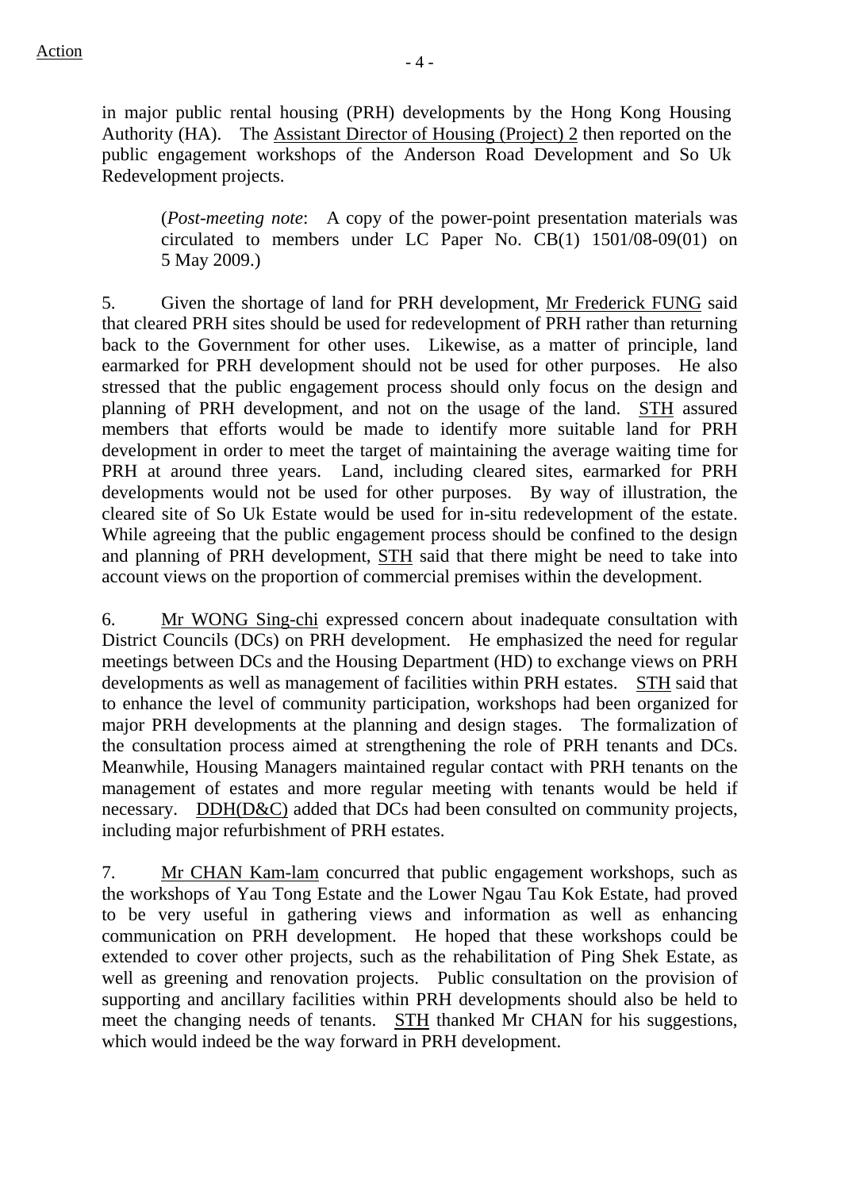in major public rental housing (PRH) developments by the Hong Kong Housing Authority (HA). The Assistant Director of Housing (Project) 2 then reported on the public engagement workshops of the Anderson Road Development and So Uk Redevelopment projects.

> (*Post-meeting note*: A copy of the power-point presentation materials was circulated to members under LC Paper No. CB(1) 1501/08-09(01) on 5 May 2009.)

5. Given the shortage of land for PRH development, Mr Frederick FUNG said that cleared PRH sites should be used for redevelopment of PRH rather than returning back to the Government for other uses. Likewise, as a matter of principle, land earmarked for PRH development should not be used for other purposes. He also stressed that the public engagement process should only focus on the design and planning of PRH development, and not on the usage of the land. STH assured members that efforts would be made to identify more suitable land for PRH development in order to meet the target of maintaining the average waiting time for PRH at around three years. Land, including cleared sites, earmarked for PRH developments would not be used for other purposes. By way of illustration, the cleared site of So Uk Estate would be used for in-situ redevelopment of the estate. While agreeing that the public engagement process should be confined to the design and planning of PRH development, STH said that there might be need to take into account views on the proportion of commercial premises within the development.

6. Mr WONG Sing-chi expressed concern about inadequate consultation with District Councils (DCs) on PRH development. He emphasized the need for regular meetings between DCs and the Housing Department (HD) to exchange views on PRH developments as well as management of facilities within PRH estates. STH said that to enhance the level of community participation, workshops had been organized for major PRH developments at the planning and design stages. The formalization of the consultation process aimed at strengthening the role of PRH tenants and DCs. Meanwhile, Housing Managers maintained regular contact with PRH tenants on the management of estates and more regular meeting with tenants would be held if necessary. DDH(D&C) added that DCs had been consulted on community projects, including major refurbishment of PRH estates.

7. Mr CHAN Kam-lam concurred that public engagement workshops, such as the workshops of Yau Tong Estate and the Lower Ngau Tau Kok Estate, had proved to be very useful in gathering views and information as well as enhancing communication on PRH development. He hoped that these workshops could be extended to cover other projects, such as the rehabilitation of Ping Shek Estate, as well as greening and renovation projects. Public consultation on the provision of supporting and ancillary facilities within PRH developments should also be held to meet the changing needs of tenants. STH thanked Mr CHAN for his suggestions, which would indeed be the way forward in PRH development.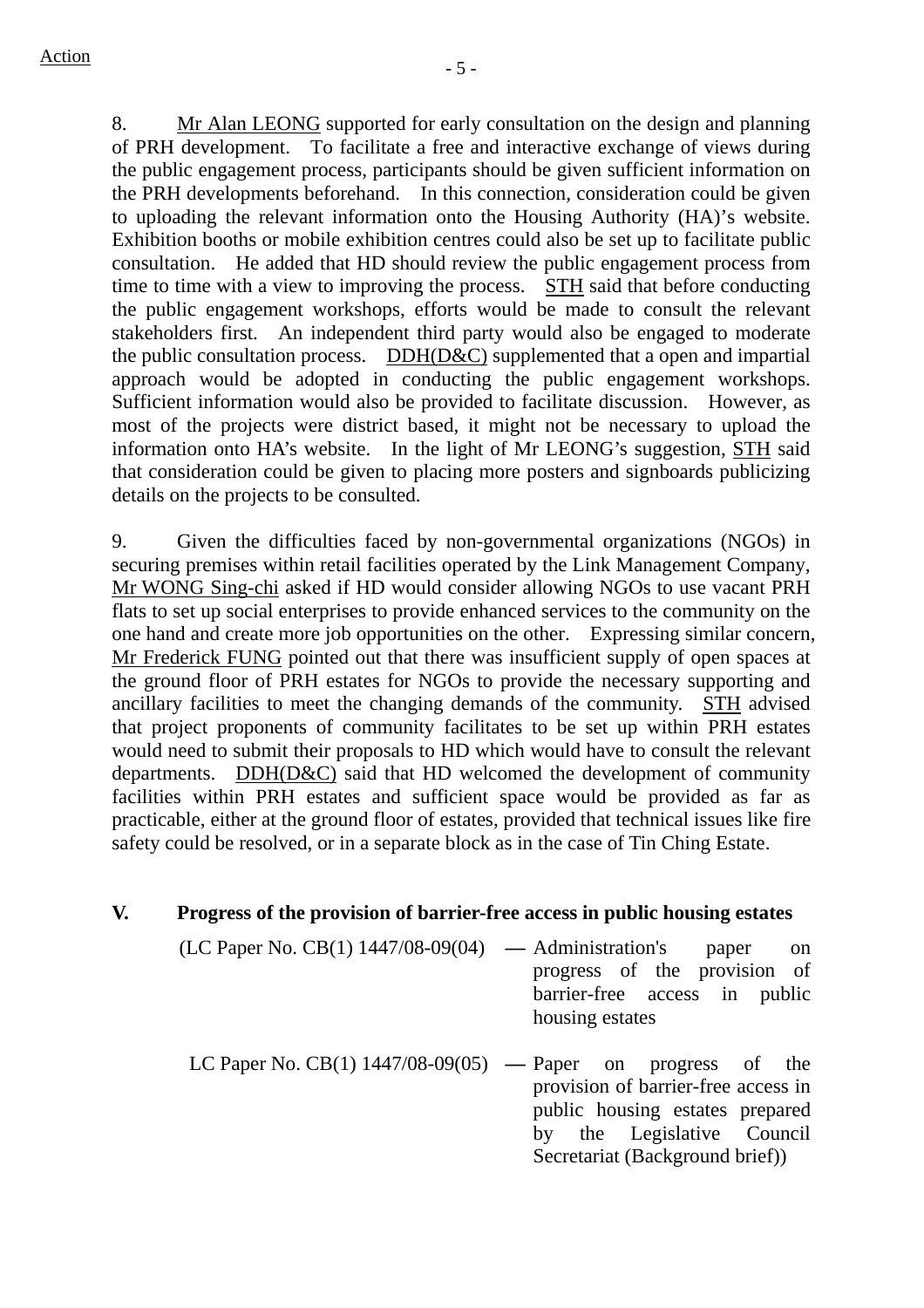Action

8. Mr Alan LEONG supported for early consultation on the design and planning of PRH development. To facilitate a free and interactive exchange of views during the public engagement process, participants should be given sufficient information on the PRH developments beforehand. In this connection, consideration could be given to uploading the relevant information onto the Housing Authority (HA)'s website. Exhibition booths or mobile exhibition centres could also be set up to facilitate public consultation. He added that HD should review the public engagement process from time to time with a view to improving the process. STH said that before conducting the public engagement workshops, efforts would be made to consult the relevant stakeholders first. An independent third party would also be engaged to moderate the public consultation process. DDH(D&C) supplemented that a open and impartial approach would be adopted in conducting the public engagement workshops. Sufficient information would also be provided to facilitate discussion. However, as most of the projects were district based, it might not be necessary to upload the information onto HA's website. In the light of Mr LEONG's suggestion, STH said that consideration could be given to placing more posters and signboards publicizing details on the projects to be consulted.

9. Given the difficulties faced by non-governmental organizations (NGOs) in securing premises within retail facilities operated by the Link Management Company, Mr WONG Sing-chi asked if HD would consider allowing NGOs to use vacant PRH flats to set up social enterprises to provide enhanced services to the community on the one hand and create more job opportunities on the other. Expressing similar concern, Mr Frederick FUNG pointed out that there was insufficient supply of open spaces at the ground floor of PRH estates for NGOs to provide the necessary supporting and ancillary facilities to meet the changing demands of the community. STH advised that project proponents of community facilitates to be set up within PRH estates would need to submit their proposals to HD which would have to consult the relevant departments. DDH(D&C) said that HD welcomed the development of community facilities within PRH estates and sufficient space would be provided as far as practicable, either at the ground floor of estates, provided that technical issues like fire safety could be resolved, or in a separate block as in the case of Tin Ching Estate.

## V. Progress of the provision of barrier-free access in public housing estates

(LC Paper No. CB(1) 1447/08-09(04) — Administration's paper on progress of the provision of barrier-free access in public housing estates

LC Paper No. CB(1) 1447/08-09(05) — Paper on progress of the provision of barrier-free access in public housing estates prepared by the Legislative Council Secretariat (Background brief))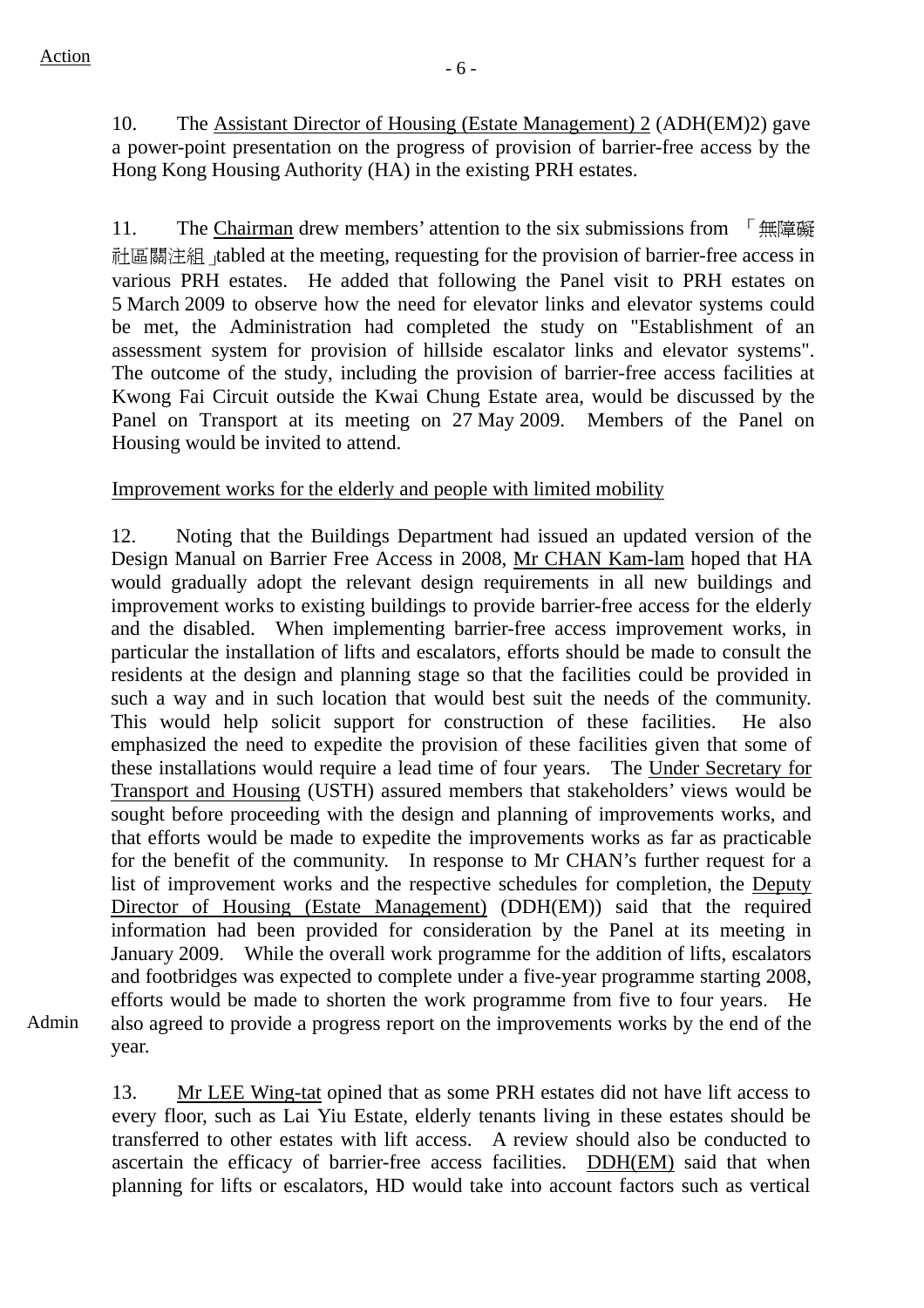Action

10. The Assistant Director of Housing (Estate Management) 2 (ADH(EM)2) gave a power-point presentation on the progress of provision of barrier-free access by the Hong Kong Housing Authority (HA) in the existing PRH estates.

11. The Chairman drew members' attention to the six submissions from 「無障礙社區關注組」tabled at the meeting, requesting for the provision of barrier-free access in various PRH estates. He added that following the Panel visit to PRH estates on 5 March 2009 to observe how the need for elevator links and elevator systems could be met, the Administration had completed the study on "Establishment of an assessment system for provision of hillside escalator links and elevator systems". The outcome of the study, including the provision of barrier-free access facilities at Kwong Fai Circuit outside the Kwai Chung Estate area, would be discussed by the Panel on Transport at its meeting on 27 May 2009. Members of the Panel on Housing would be invited to attend.

Improvement works for the elderly and people with limited mobility

12. Noting that the Buildings Department had issued an updated version of the Design Manual on Barrier Free Access in 2008, Mr CHAN Kam-lam hoped that HA would gradually adopt the relevant design requirements in all new buildings and improvement works to existing buildings to provide barrier-free access for the elderly and the disabled. When implementing barrier-free access improvement works, in particular the installation of lifts and escalators, efforts should be made to consult the residents at the design and planning stage so that the facilities could be provided in such a way and in such location that would best suit the needs of the community. This would help solicit support for construction of these facilities. He also emphasized the need to expedite the provision of these facilities given that some of these installations would require a lead time of four years. The Under Secretary for Transport and Housing (USTH) assured members that stakeholders' views would be sought before proceeding with the design and planning of improvements works, and that efforts would be made to expedite the improvements works as far as practicable for the benefit of the community. In response to Mr CHAN's further request for a list of improvement works and the respective schedules for completion, the Deputy Director of Housing (Estate Management) (DDH(EM)) said that the required information had been provided for consideration by the Panel at its meeting in January 2009. While the overall work programme for the addition of lifts, escalators and footbridges was expected to complete under a five-year programme starting 2008, efforts would be made to shorten the work programme from five to four years. He also agreed to provide a progress report on the improvements works by the end of the year.

Admin

13. Mr LEE Wing-tat opined that as some PRH estates did not have lift access to every floor, such as Lai Yiu Estate, elderly tenants living in these estates should be transferred to other estates with lift access. A review should also be conducted to ascertain the efficacy of barrier-free access facilities. DDH(EM) said that when planning for lifts or escalators, HD would take into account factors such as vertical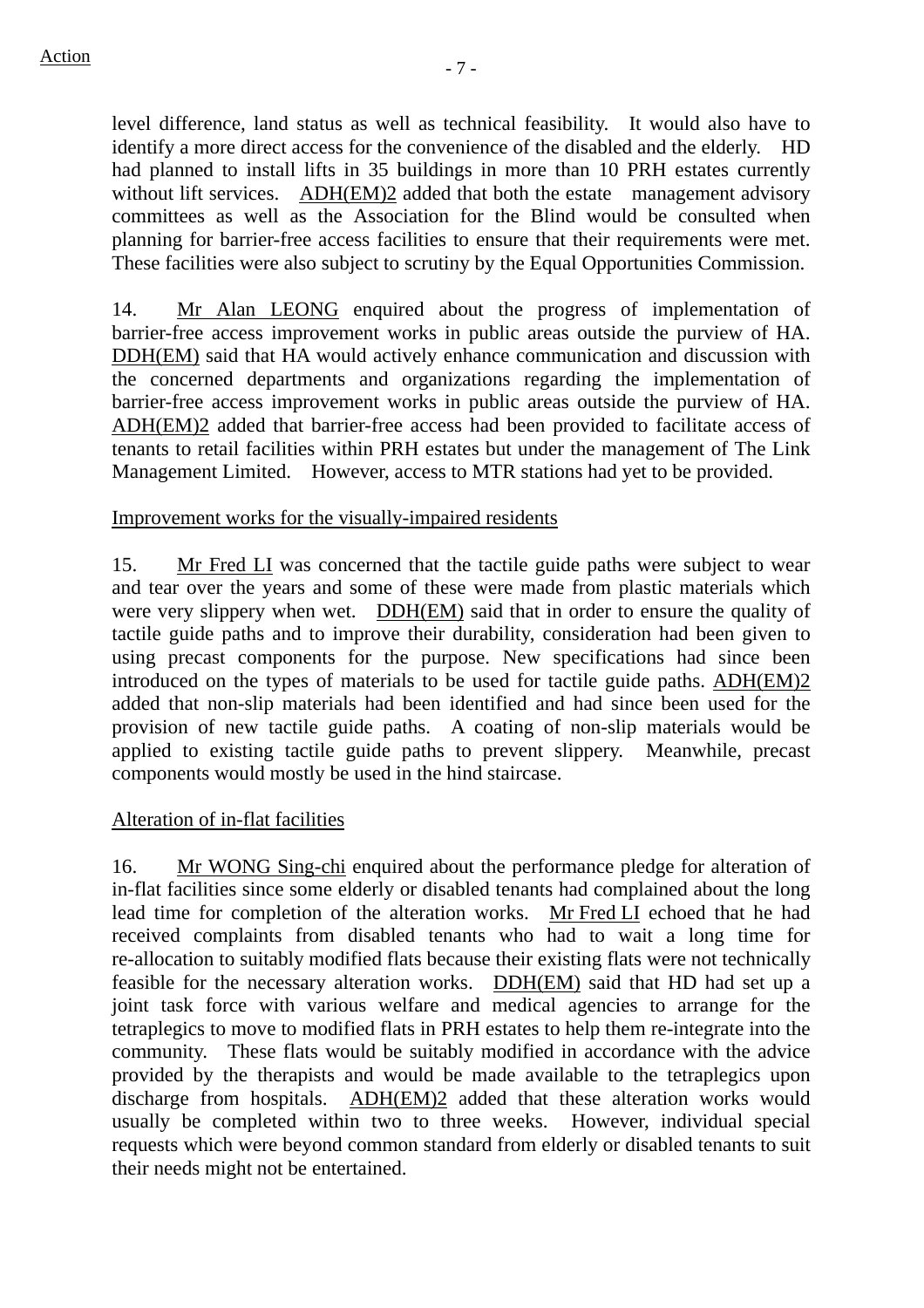level difference, land status as well as technical feasibility. It would also have to identify a more direct access for the convenience of the disabled and the elderly. HD had planned to install lifts in 35 buildings in more than 10 PRH estates currently without lift services. ADH(EM)2 added that both the estate management advisory committees as well as the Association for the Blind would be consulted when planning for barrier-free access facilities to ensure that their requirements were met. These facilities were also subject to scrutiny by the Equal Opportunities Commission.

14. Mr Alan LEONG enquired about the progress of implementation of barrier-free access improvement works in public areas outside the purview of HA. DDH(EM) said that HA would actively enhance communication and discussion with the concerned departments and organizations regarding the implementation of barrier-free access improvement works in public areas outside the purview of HA. ADH(EM)2 added that barrier-free access had been provided to facilitate access of tenants to retail facilities within PRH estates but under the management of The Link Management Limited. However, access to MTR stations had yet to be provided.

Improvement works for the visually-impaired residents

15. Mr Fred LI was concerned that the tactile guide paths were subject to wear and tear over the years and some of these were made from plastic materials which were very slippery when wet. DDH(EM) said that in order to ensure the quality of tactile guide paths and to improve their durability, consideration had been given to using precast components for the purpose. New specifications had since been introduced on the types of materials to be used for tactile guide paths. ADH(EM)2 added that non-slip materials had been identified and had since been used for the provision of new tactile guide paths. A coating of non-slip materials would be applied to existing tactile guide paths to prevent slippery. Meanwhile, precast components would mostly be used in the hind staircase.

Alteration of in-flat facilities

16. Mr WONG Sing-chi enquired about the performance pledge for alteration of in-flat facilities since some elderly or disabled tenants had complained about the long lead time for completion of the alteration works. Mr Fred LI echoed that he had received complaints from disabled tenants who had to wait a long time for re-allocation to suitably modified flats because their existing flats were not technically feasible for the necessary alteration works. DDH(EM) said that HD had set up a joint task force with various welfare and medical agencies to arrange for the tetraplegics to move to modified flats in PRH estates to help them re-integrate into the community. These flats would be suitably modified in accordance with the advice provided by the therapists and would be made available to the tetraplegics upon discharge from hospitals. ADH(EM)2 added that these alteration works would usually be completed within two to three weeks. However, individual special requests which were beyond common standard from elderly or disabled tenants to suit their needs might not be entertained.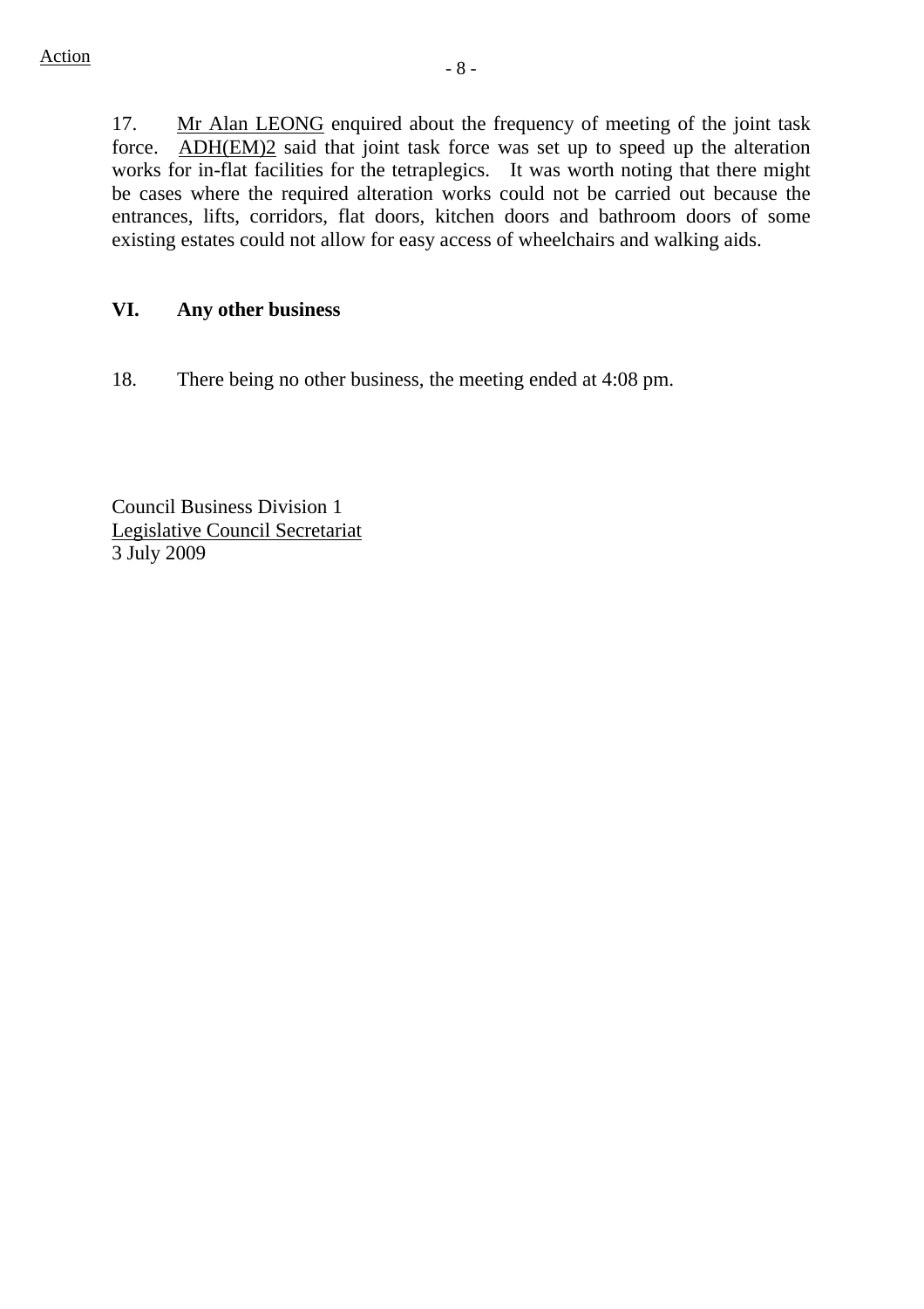Action

17. Mr Alan LEONG enquired about the frequency of meeting of the joint task force. ADH(EM)2 said that joint task force was set up to speed up the alteration works for in-flat facilities for the tetraplegics. It was worth noting that there might be cases where the required alteration works could not be carried out because the entrances, lifts, corridors, flat doors, kitchen doors and bathroom doors of some existing estates could not allow for easy access of wheelchairs and walking aids.

## VI. Any other business

18. There being no other business, the meeting ended at 4:08 pm.

Council Business Division 1
Legislative Council Secretariat
3 July 2009